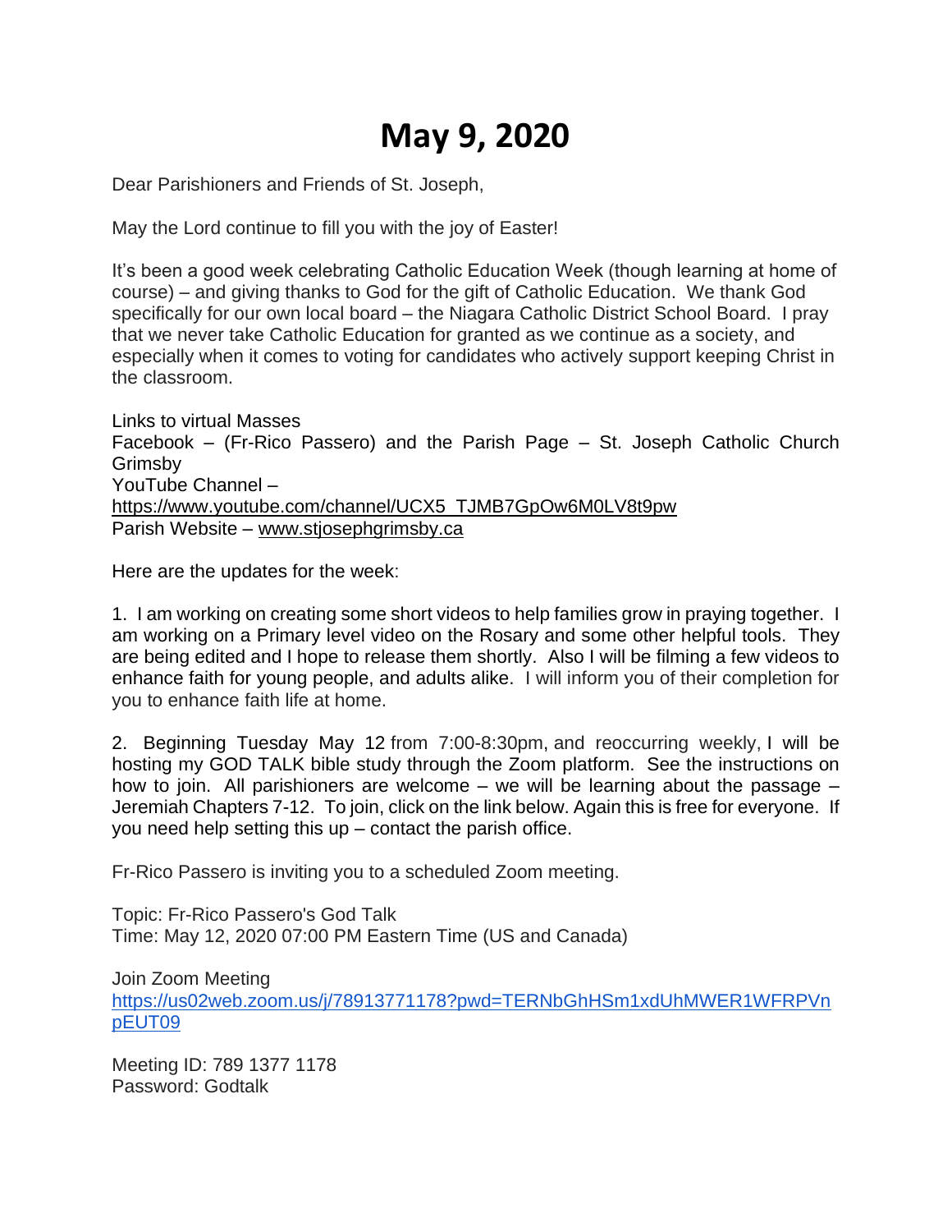# May 9, 2020

Dear Parishioners and Friends of St. Joseph,

May the Lord continue to fill you with the joy of Easter!

It's been a good week celebrating Catholic Education Week (though learning at home of course) – and giving thanks to God for the gift of Catholic Education. We thank God specifically for our own local board – the Niagara Catholic District School Board. I pray that we never take Catholic Education for granted as we continue as a society, and especially when it comes to voting for candidates who actively support keeping Christ in the classroom.

Links to virtual Masses
Facebook – (Fr-Rico Passero) and the Parish Page – St. Joseph Catholic Church Grimsby
YouTube Channel – https://www.youtube.com/channel/UCX5_TJMB7GpOw6M0LV8t9pw
Parish Website – www.stjosephgrimsby.ca

Here are the updates for the week:

1. I am working on creating some short videos to help families grow in praying together. I am working on a Primary level video on the Rosary and some other helpful tools. They are being edited and I hope to release them shortly. Also I will be filming a few videos to enhance faith for young people, and adults alike. I will inform you of their completion for you to enhance faith life at home.

2. Beginning Tuesday May 12 from 7:00-8:30pm, and reoccurring weekly, I will be hosting my GOD TALK bible study through the Zoom platform. See the instructions on how to join. All parishioners are welcome – we will be learning about the passage – Jeremiah Chapters 7-12. To join, click on the link below. Again this is free for everyone. If you need help setting this up – contact the parish office.

Fr-Rico Passero is inviting you to a scheduled Zoom meeting.

Topic: Fr-Rico Passero's God Talk
Time: May 12, 2020 07:00 PM Eastern Time (US and Canada)

Join Zoom Meeting
https://us02web.zoom.us/j/78913771178?pwd=TERNbGhHSm1xdUhMWER1WFRPVnpEUT09

Meeting ID: 789 1377 1178
Password: Godtalk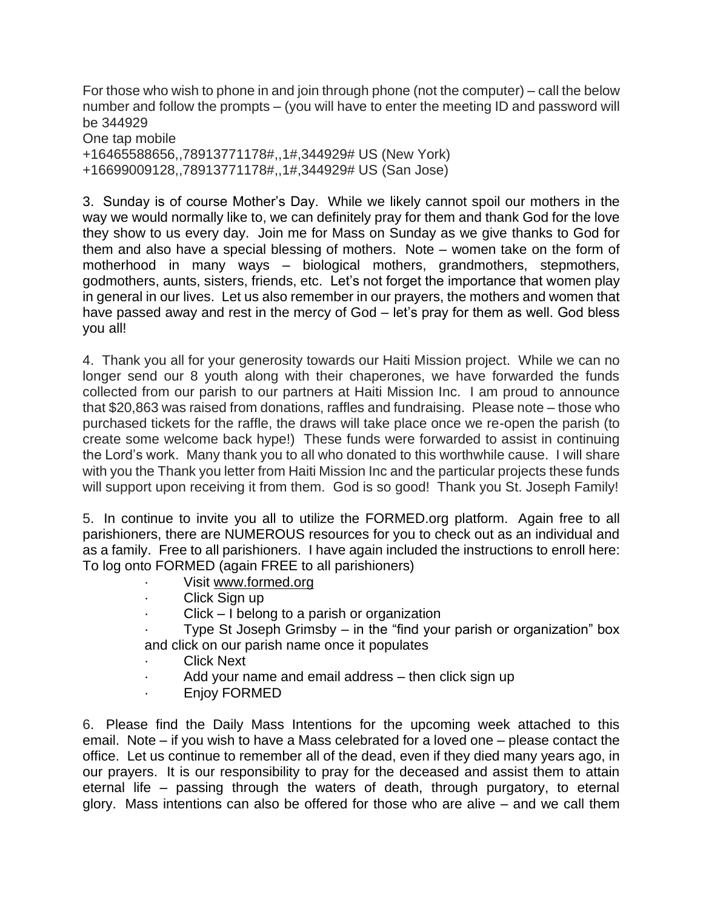For those who wish to phone in and join through phone (not the computer) – call the below number and follow the prompts – (you will have to enter the meeting ID and password will be 344929

One tap mobile

+16465588656,,78913771178#,,1#,344929# US (New York)

+16699009128,,78913771178#,,1#,344929# US (San Jose)

3. Sunday is of course Mother's Day. While we likely cannot spoil our mothers in the way we would normally like to, we can definitely pray for them and thank God for the love they show to us every day. Join me for Mass on Sunday as we give thanks to God for them and also have a special blessing of mothers. Note – women take on the form of motherhood in many ways – biological mothers, grandmothers, stepmothers, godmothers, aunts, sisters, friends, etc. Let's not forget the importance that women play in general in our lives. Let us also remember in our prayers, the mothers and women that have passed away and rest in the mercy of God – let's pray for them as well. God bless you all!

4. Thank you all for your generosity towards our Haiti Mission project. While we can no longer send our 8 youth along with their chaperones, we have forwarded the funds collected from our parish to our partners at Haiti Mission Inc. I am proud to announce that $20,863 was raised from donations, raffles and fundraising. Please note – those who purchased tickets for the raffle, the draws will take place once we re-open the parish (to create some welcome back hype!) These funds were forwarded to assist in continuing the Lord's work. Many thank you to all who donated to this worthwhile cause. I will share with you the Thank you letter from Haiti Mission Inc and the particular projects these funds will support upon receiving it from them. God is so good! Thank you St. Joseph Family!

5. In continue to invite you all to utilize the FORMED.org platform. Again free to all parishioners, there are NUMEROUS resources for you to check out as an individual and as a family. Free to all parishioners. I have again included the instructions to enroll here: To log onto FORMED (again FREE to all parishioners)

- Visit www.formed.org
- Click Sign up
- Click – I belong to a parish or organization
- Type St Joseph Grimsby – in the "find your parish or organization" box and click on our parish name once it populates
- Click Next
- Add your name and email address – then click sign up
- Enjoy FORMED

6. Please find the Daily Mass Intentions for the upcoming week attached to this email. Note – if you wish to have a Mass celebrated for a loved one – please contact the office. Let us continue to remember all of the dead, even if they died many years ago, in our prayers. It is our responsibility to pray for the deceased and assist them to attain eternal life – passing through the waters of death, through purgatory, to eternal glory. Mass intentions can also be offered for those who are alive – and we call them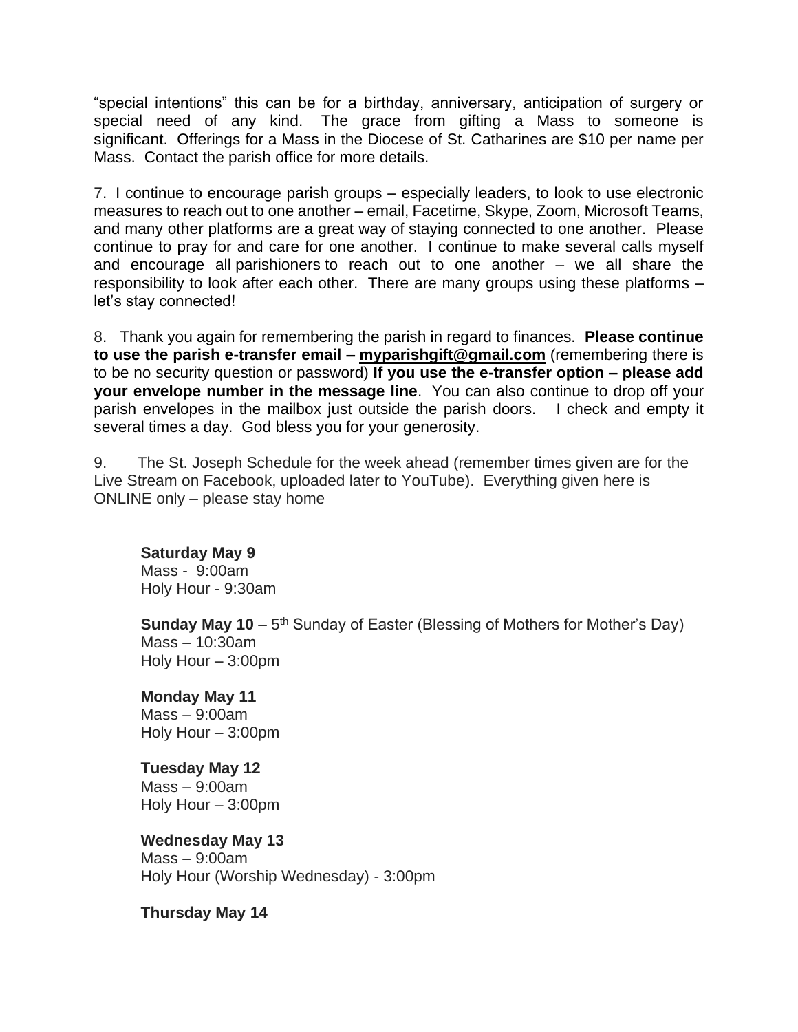"special intentions" this can be for a birthday, anniversary, anticipation of surgery or special need of any kind. The grace from gifting a Mass to someone is significant. Offerings for a Mass in the Diocese of St. Catharines are $10 per name per Mass. Contact the parish office for more details.

7. I continue to encourage parish groups – especially leaders, to look to use electronic measures to reach out to one another – email, Facetime, Skype, Zoom, Microsoft Teams, and many other platforms are a great way of staying connected to one another. Please continue to pray for and care for one another. I continue to make several calls myself and encourage all parishioners to reach out to one another – we all share the responsibility to look after each other. There are many groups using these platforms – let's stay connected!

8. Thank you again for remembering the parish in regard to finances. **Please continue to use the parish e-transfer email – myparishgift@gmail.com** (remembering there is to be no security question or password) **If you use the e-transfer option – please add your envelope number in the message line**. You can also continue to drop off your parish envelopes in the mailbox just outside the parish doors. I check and empty it several times a day. God bless you for your generosity.

9. The St. Joseph Schedule for the week ahead (remember times given are for the Live Stream on Facebook, uploaded later to YouTube). Everything given here is ONLINE only – please stay home

**Saturday May 9**
Mass - 9:00am
Holy Hour - 9:30am

**Sunday May 10** – 5th Sunday of Easter (Blessing of Mothers for Mother's Day)
Mass – 10:30am
Holy Hour – 3:00pm

**Monday May 11**
Mass – 9:00am
Holy Hour – 3:00pm

**Tuesday May 12**
Mass – 9:00am
Holy Hour – 3:00pm

**Wednesday May 13**
Mass – 9:00am
Holy Hour (Worship Wednesday) - 3:00pm

**Thursday May 14**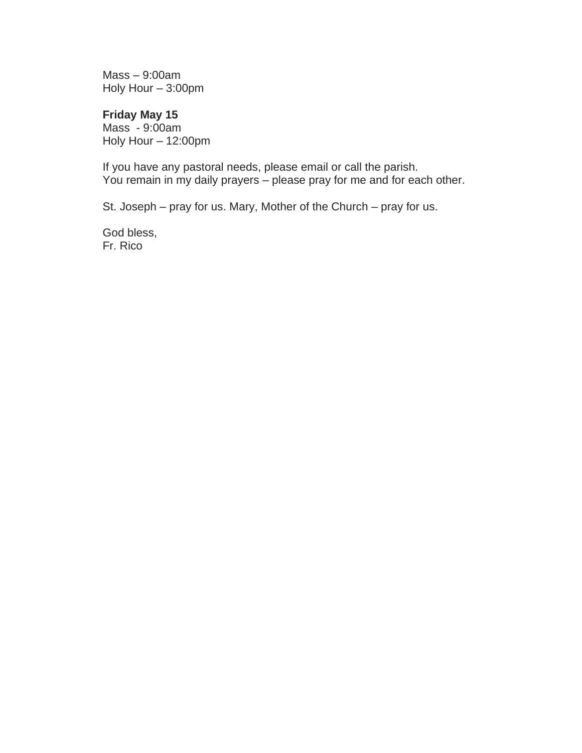Mass – 9:00am
Holy Hour – 3:00pm

**Friday May 15**
Mass - 9:00am
Holy Hour – 12:00pm

If you have any pastoral needs, please email or call the parish.
You remain in my daily prayers – please pray for me and for each other.

St. Joseph – pray for us. Mary, Mother of the Church – pray for us.

God bless,
Fr. Rico